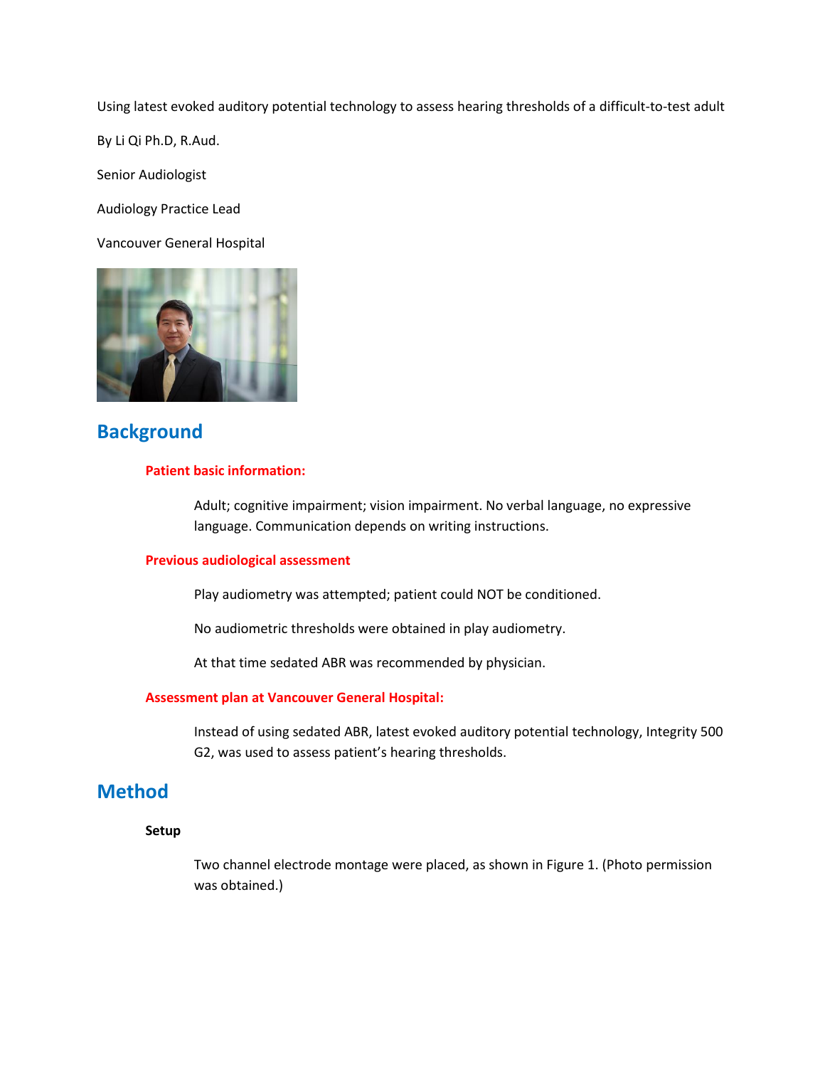Using latest evoked auditory potential technology to assess hearing thresholds of a difficult-to-test adult

By Li Qi Ph.D, R.Aud.

Senior Audiologist

Audiology Practice Lead

Vancouver General Hospital

## Background

### Patient basic information:

Adult; cognitive impairment; vision impairment. No verbal language, no expressive language. Communication depends on writing instructions.

### Previous audiological assessment

Play audiometry was attempted; patient could NOT be conditioned.

No audiometric thresholds were obtained in play audiometry.

At that time sedated ABR was recommended by physician.

### Assessment plan at Vancouver General Hospital:

Instead of using sedated ABR, latest evoked auditory potential technology, Integrity 500 G2, was used to assess patient's hearing thresholds.

## Method

**Setup**

Two channel electrode montage were placed, as shown in Figure 1. (Photo permission was obtained.)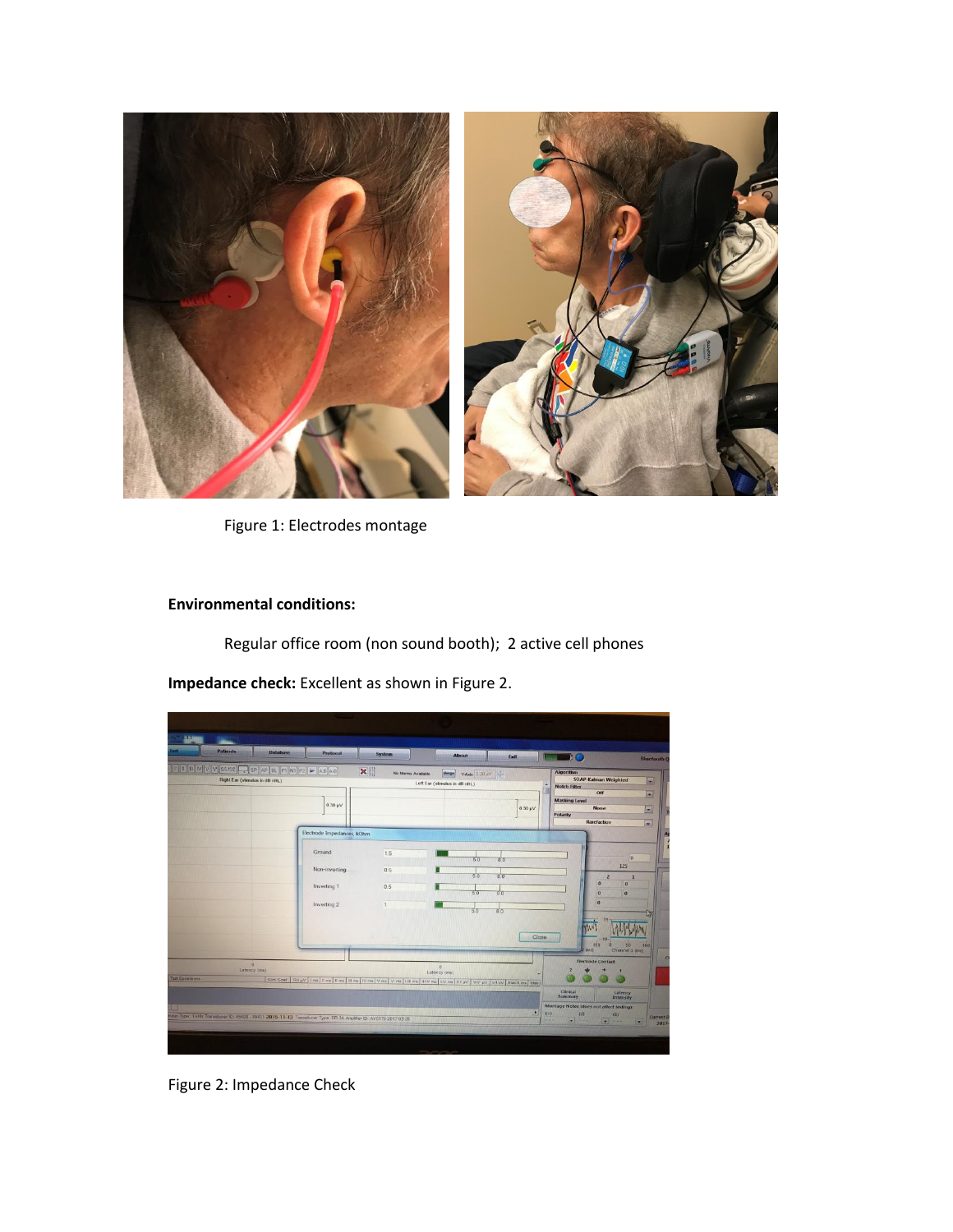Figure 1: Electrodes montage

**Environmental conditions:**

Regular office room (non sound booth); 2 active cell phones

**Impedance check:** Excellent as shown in Figure 2.

Figure 2: Impedance Check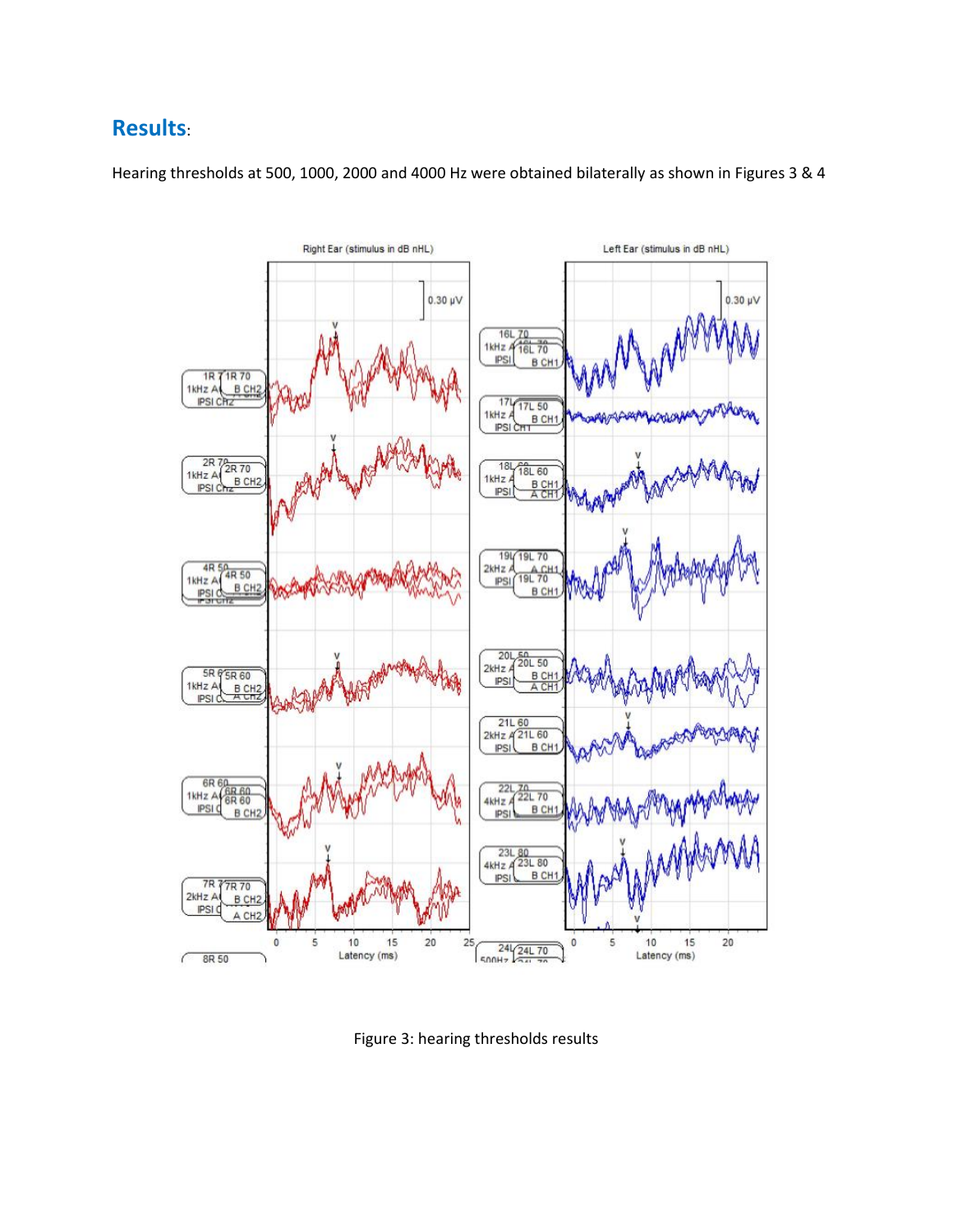## Results:

Hearing thresholds at 500, 1000, 2000 and 4000 Hz were obtained bilaterally as shown in Figures 3 & 4

Figure 3: hearing thresholds results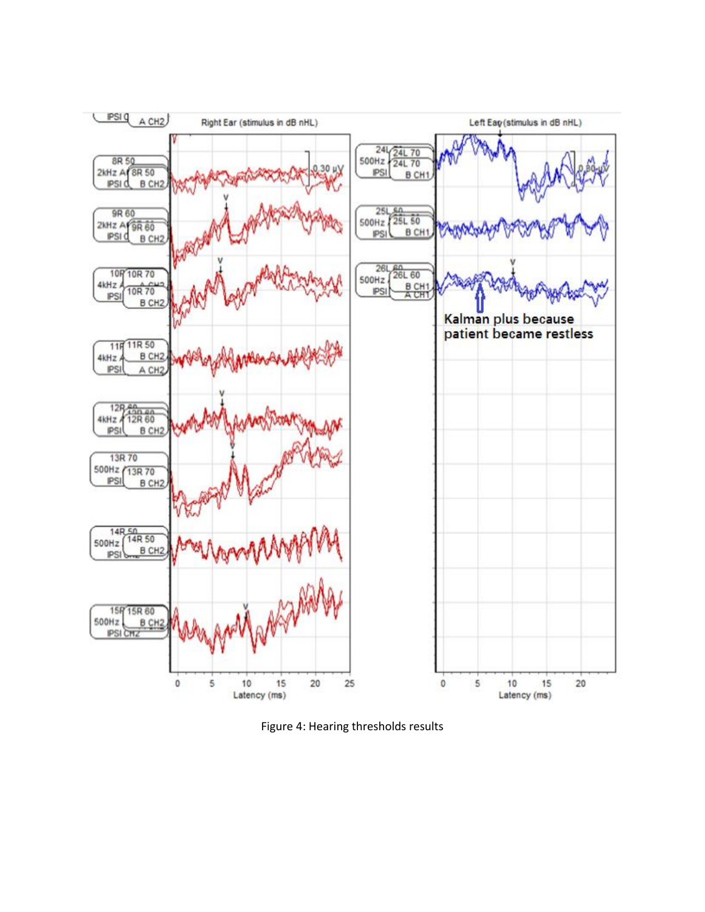Figure 4: Hearing thresholds results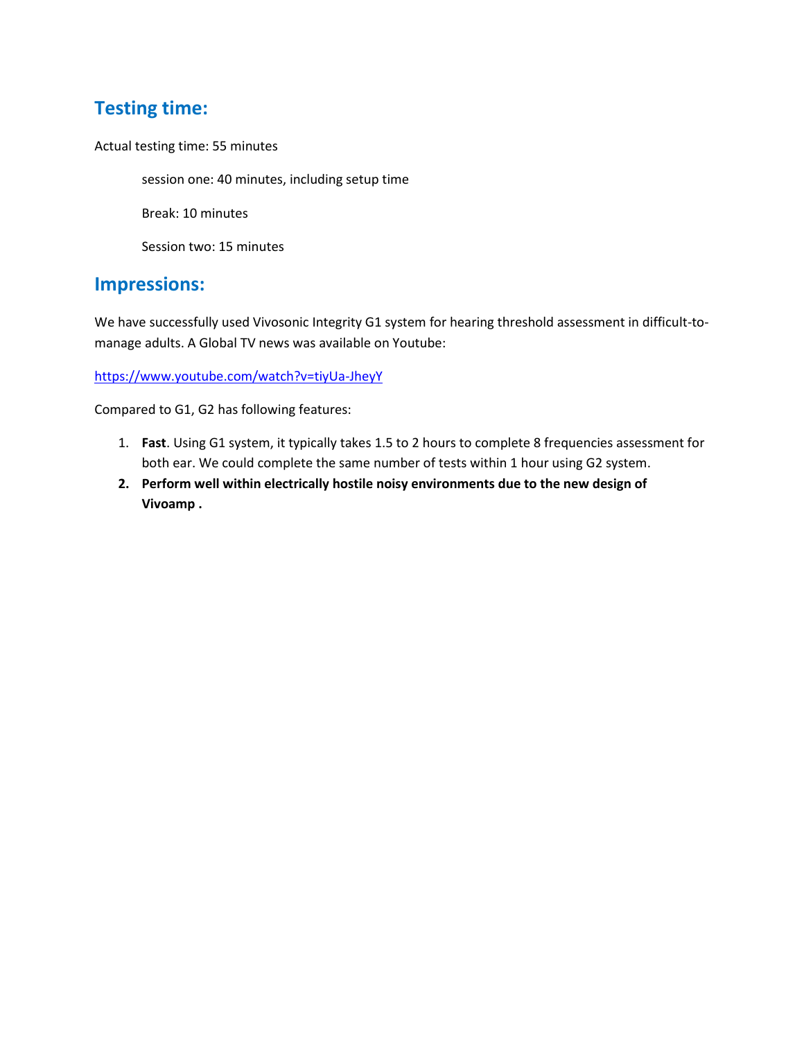## Testing time:

Actual testing time: 55 minutes

session one: 40 minutes, including setup time

Break: 10 minutes

Session two: 15 minutes

## Impressions:

We have successfully used Vivosonic Integrity G1 system for hearing threshold assessment in difficult-to-manage adults. A Global TV news was available on Youtube:

https://www.youtube.com/watch?v=tiyUa-JheyY

Compared to G1, G2 has following features:

1. **Fast**. Using G1 system, it typically takes 1.5 to 2 hours to complete 8 frequencies assessment for both ear. We could complete the same number of tests within 1 hour using G2 system.
2. **Perform well within electrically hostile noisy environments due to the new design of Vivoamp .**